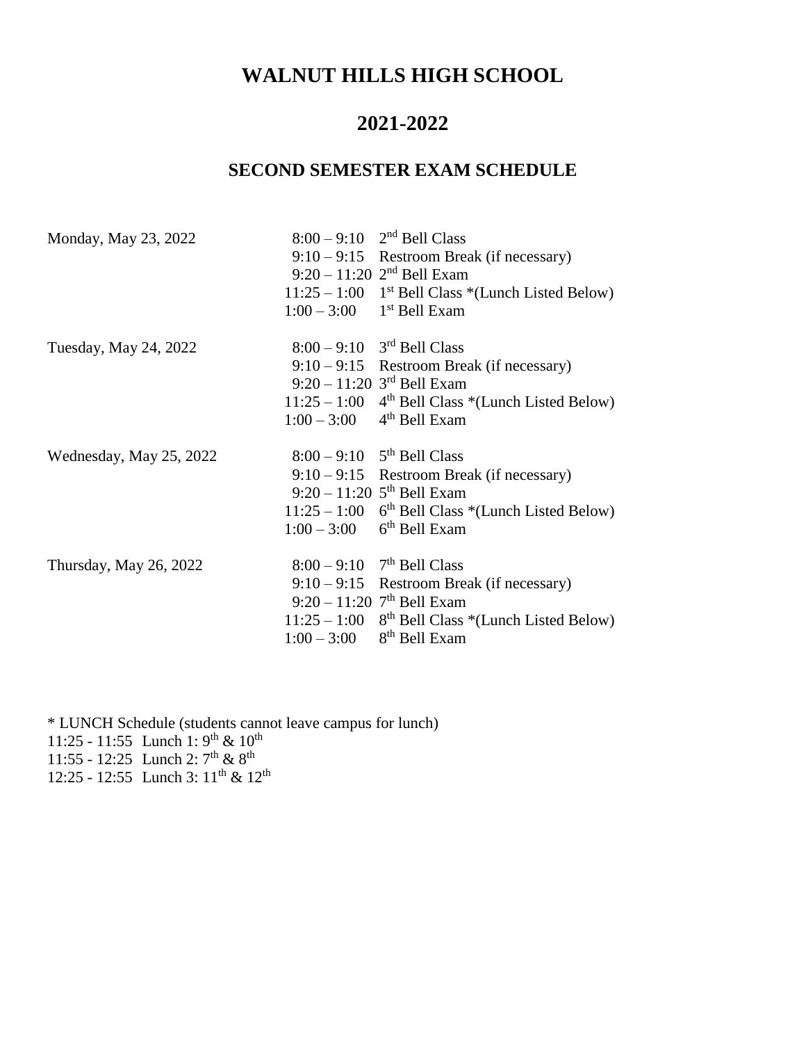# WALNUT HILLS HIGH SCHOOL

## 2021-2022

### SECOND SEMESTER EXAM SCHEDULE

| | | |
|---|---|---|
| Monday, May 23, 2022 | 8:00 – 9:10 | 2nd Bell Class |
| | 9:10 – 9:15 | Restroom Break (if necessary) |
| | 9:20 – 11:20 | 2nd Bell Exam |
| | 11:25 – 1:00 | 1st Bell Class *(Lunch Listed Below) |
| | 1:00 – 3:00 | 1st Bell Exam |
| Tuesday, May 24, 2022 | 8:00 – 9:10 | 3rd Bell Class |
| | 9:10 – 9:15 | Restroom Break (if necessary) |
| | 9:20 – 11:20 | 3rd Bell Exam |
| | 11:25 – 1:00 | 4th Bell Class *(Lunch Listed Below) |
| | 1:00 – 3:00 | 4th Bell Exam |
| Wednesday, May 25, 2022 | 8:00 – 9:10 | 5th Bell Class |
| | 9:10 – 9:15 | Restroom Break (if necessary) |
| | 9:20 – 11:20 | 5th Bell Exam |
| | 11:25 – 1:00 | 6th Bell Class *(Lunch Listed Below) |
| | 1:00 – 3:00 | 6th Bell Exam |
| Thursday, May 26, 2022 | 8:00 – 9:10 | 7th Bell Class |
| | 9:10 – 9:15 | Restroom Break (if necessary) |
| | 9:20 – 11:20 | 7th Bell Exam |
| | 11:25 – 1:00 | 8th Bell Class *(Lunch Listed Below) |
| | 1:00 – 3:00 | 8th Bell Exam |

* LUNCH Schedule (students cannot leave campus for lunch)
11:25 - 11:55 Lunch 1: 9th & 10th
11:55 - 12:25 Lunch 2: 7th & 8th
12:25 - 12:55 Lunch 3: 11th & 12th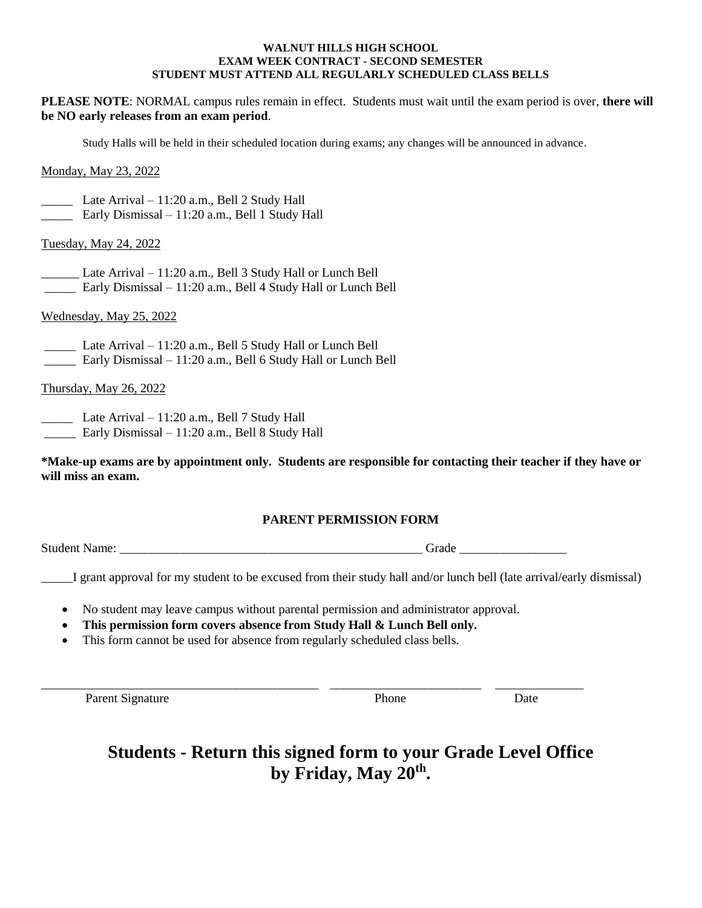**WALNUT HILLS HIGH SCHOOL**
**EXAM WEEK CONTRACT - SECOND SEMESTER**
**STUDENT MUST ATTEND ALL REGULARLY SCHEDULED CLASS BELLS**

**PLEASE NOTE**: NORMAL campus rules remain in effect. Students must wait until the exam period is over, **there will be NO early releases from an exam period**.

Study Halls will be held in their scheduled location during exams; any changes will be announced in advance.

Monday, May 23, 2022

_____ Late Arrival – 11:20 a.m., Bell 2 Study Hall
_____ Early Dismissal – 11:20 a.m., Bell 1 Study Hall

Tuesday, May 24, 2022

______ Late Arrival – 11:20 a.m., Bell 3 Study Hall or Lunch Bell
_____ Early Dismissal – 11:20 a.m., Bell 4 Study Hall or Lunch Bell

Wednesday, May 25, 2022

_____ Late Arrival – 11:20 a.m., Bell 5 Study Hall or Lunch Bell
_____ Early Dismissal – 11:20 a.m., Bell 6 Study Hall or Lunch Bell

Thursday, May 26, 2022

_____ Late Arrival – 11:20 a.m., Bell 7 Study Hall
_____ Early Dismissal – 11:20 a.m., Bell 8 Study Hall

**\*Make-up exams are by appointment only. Students are responsible for contacting their teacher if they have or will miss an exam.**

**PARENT PERMISSION FORM**

Student Name: __________________________________________________ Grade _________________

_____I grant approval for my student to be excused from their study hall and/or lunch bell (late arrival/early dismissal)

- No student may leave campus without parental permission and administrator approval.
- **This permission form covers absence from Study Hall & Lunch Bell only.**
- This form cannot be used for absence from regularly scheduled class bells.

_____________________________________________ ________________________ ______________
Parent Signature Phone Date

# Students - Return this signed form to your Grade Level Office by Friday, May 20th.